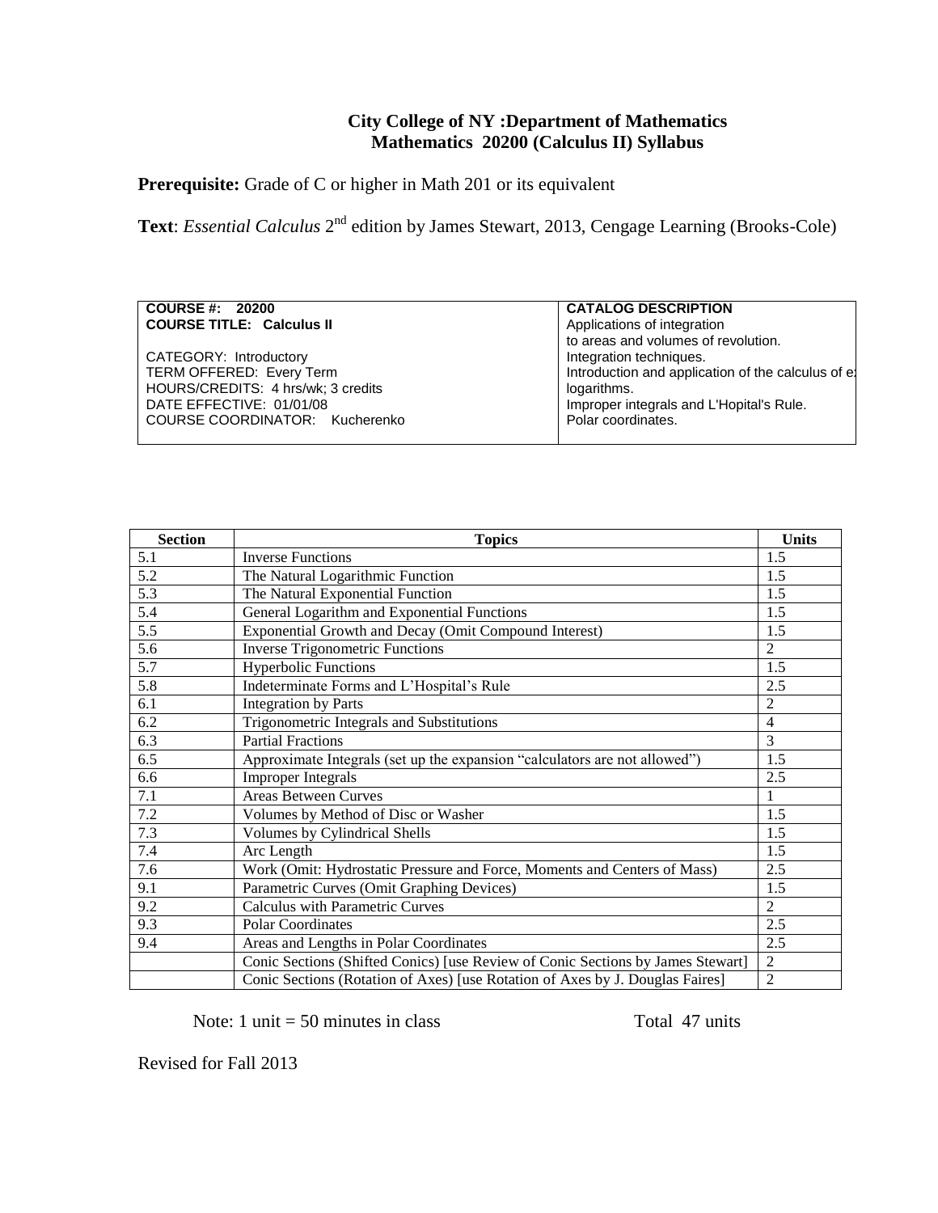# City College of NY :Department of Mathematics
## Mathematics 20200 (Calculus II) Syllabus

**Prerequisite:** Grade of C or higher in Math 201 or its equivalent

**Text**: *Essential Calculus* 2nd edition by James Stewart, 2013, Cengage Learning (Brooks-Cole)

| **COURSE #: 20200**<br>**COURSE TITLE: Calculus II**<br><br>CATEGORY: Introductory<br>TERM OFFERED: Every Term<br>HOURS/CREDITS: 4 hrs/wk; 3 credits<br>DATE EFFECTIVE: 01/01/08<br>COURSE COORDINATOR: Kucherenko | **CATALOG DESCRIPTION**<br>Applications of integration to areas and volumes of revolution.<br>Integration techniques.<br>Introduction and application of the calculus of e logarithms.<br>Improper integrals and L'Hopital's Rule.<br>Polar coordinates. |
|---|---|

| Section | Topics | Units |
|---|---|---|
| 5.1 | Inverse Functions | 1.5 |
| 5.2 | The Natural Logarithmic Function | 1.5 |
| 5.3 | The Natural Exponential Function | 1.5 |
| 5.4 | General Logarithm and Exponential Functions | 1.5 |
| 5.5 | Exponential Growth and Decay (Omit Compound Interest) | 1.5 |
| 5.6 | Inverse Trigonometric Functions | 2 |
| 5.7 | Hyperbolic Functions | 1.5 |
| 5.8 | Indeterminate Forms and L'Hospital's Rule | 2.5 |
| 6.1 | Integration by Parts | 2 |
| 6.2 | Trigonometric Integrals and Substitutions | 4 |
| 6.3 | Partial Fractions | 3 |
| 6.5 | Approximate Integrals (set up the expansion "calculators are not allowed") | 1.5 |
| 6.6 | Improper Integrals | 2.5 |
| 7.1 | Areas Between Curves | 1 |
| 7.2 | Volumes by Method of Disc or Washer | 1.5 |
| 7.3 | Volumes by Cylindrical Shells | 1.5 |
| 7.4 | Arc Length | 1.5 |
| 7.6 | Work (Omit: Hydrostatic Pressure and Force, Moments and Centers of Mass) | 2.5 |
| 9.1 | Parametric Curves (Omit Graphing Devices) | 1.5 |
| 9.2 | Calculus with Parametric Curves | 2 |
| 9.3 | Polar Coordinates | 2.5 |
| 9.4 | Areas and Lengths in Polar Coordinates | 2.5 |
| | Conic Sections (Shifted Conics) [use Review of Conic Sections by James Stewart] | 2 |
| | Conic Sections (Rotation of Axes) [use Rotation of Axes by J. Douglas Faires] | 2 |

Note: 1 unit = 50 minutes in class                    Total 47 units

Revised for Fall 2013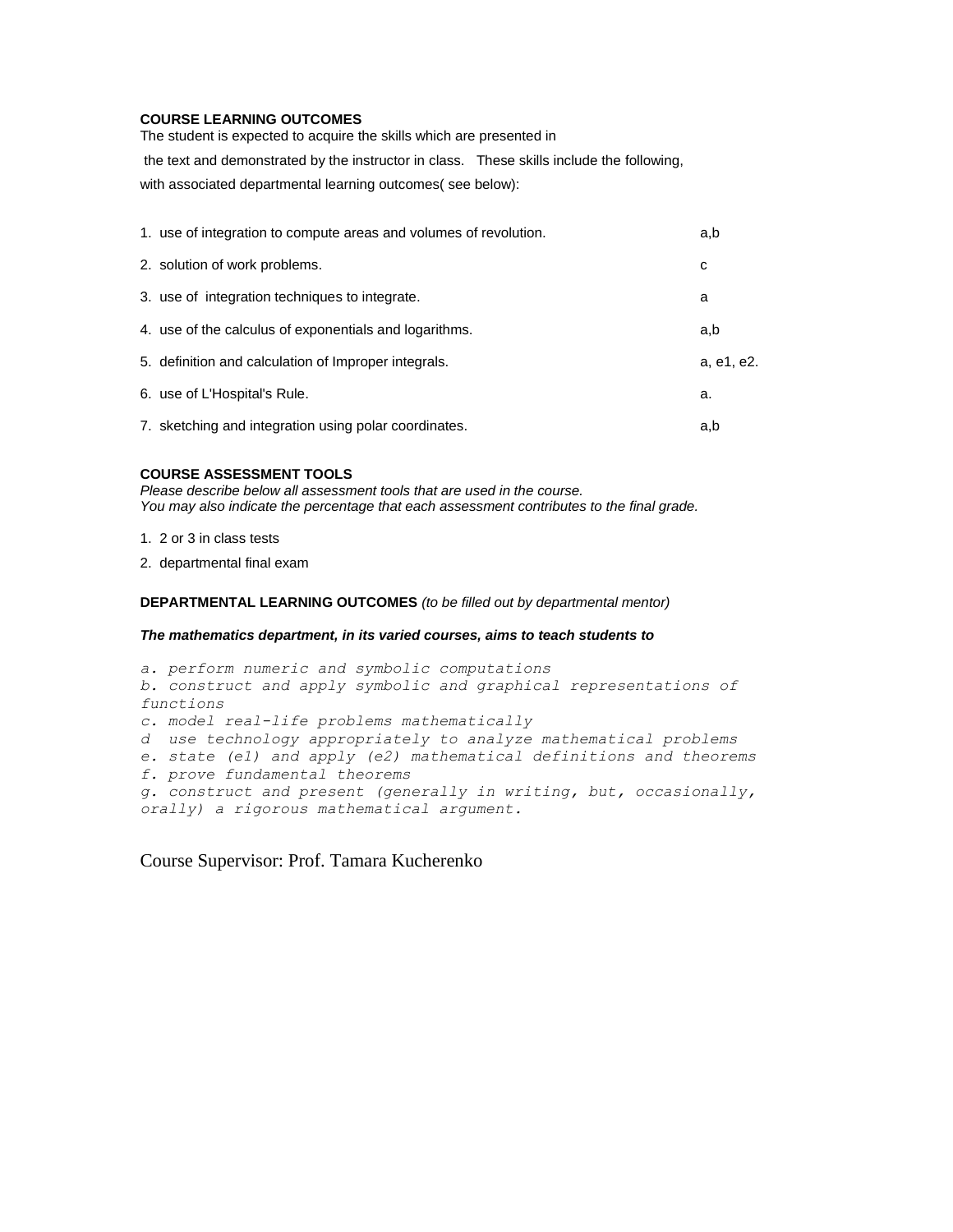**COURSE LEARNING OUTCOMES**

The student is expected to acquire the skills which are presented in

the text and demonstrated by the instructor in class. These skills include the following,

with associated departmental learning outcomes( see below):

| | |
|---|---|
| 1. use of integration to compute areas and volumes of revolution. | a,b |
| 2. solution of work problems. | c |
| 3. use of integration techniques to integrate. | a |
| 4. use of the calculus of exponentials and logarithms. | a,b |
| 5. definition and calculation of Improper integrals. | a, e1, e2. |
| 6. use of L'Hospital's Rule. | a. |
| 7. sketching and integration using polar coordinates. | a,b |

**COURSE ASSESSMENT TOOLS**

*Please describe below all assessment tools that are used in the course.*
*You may also indicate the percentage that each assessment contributes to the final grade.*

1. 2 or 3 in class tests
2. departmental final exam

**DEPARTMENTAL LEARNING OUTCOMES** *(to be filled out by departmental mentor)*

***The mathematics department, in its varied courses, aims to teach students to***

*a. perform numeric and symbolic computations*
*b. construct and apply symbolic and graphical representations of functions*
*c. model real-life problems mathematically*
*d use technology appropriately to analyze mathematical problems*
*e. state (e1) and apply (e2) mathematical definitions and theorems*
*f. prove fundamental theorems*
*g. construct and present (generally in writing, but, occasionally, orally) a rigorous mathematical argument.*

Course Supervisor: Prof. Tamara Kucherenko